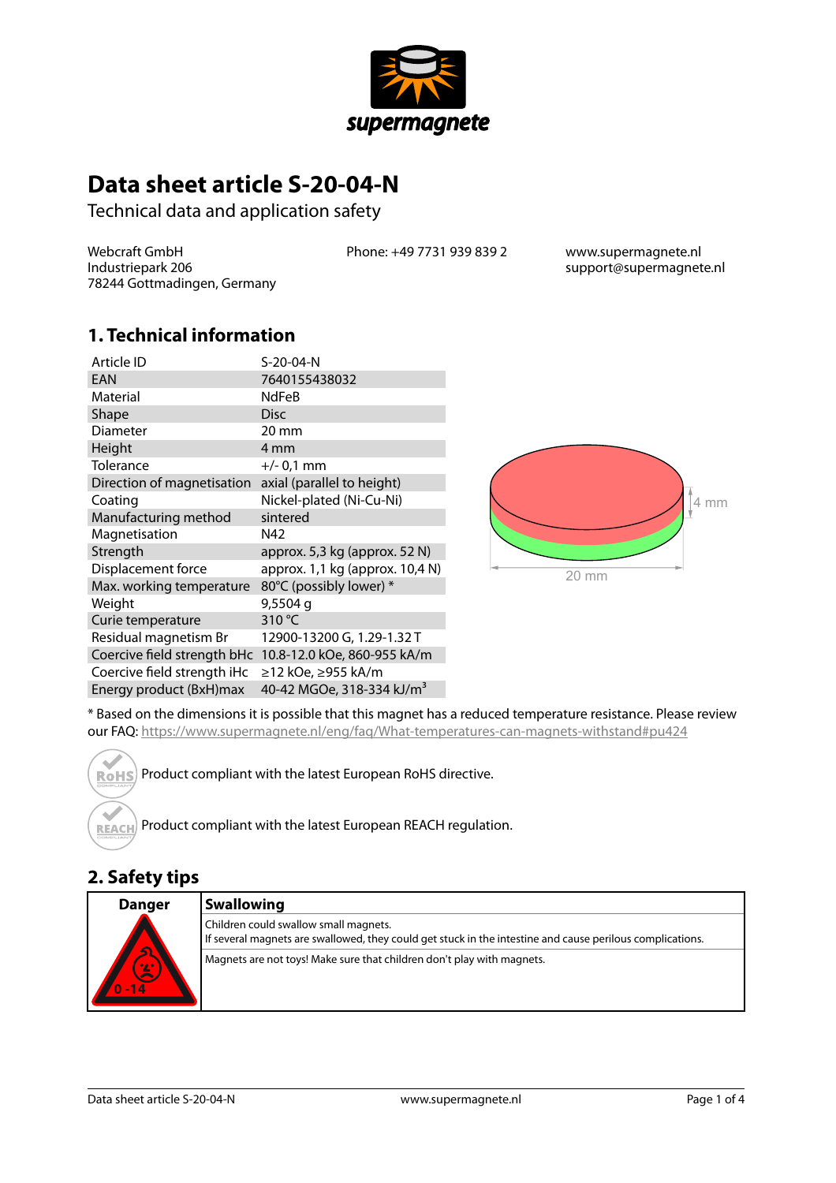supermagnete

# Data sheet article S-20-04-N

Technical data and application safety

Webcraft GmbH
Industriepark 206
78244 Gottmadingen, Germany

Phone: +49 7731 939 839 2

www.supermagnete.nl
support@supermagnete.nl

## 1. Technical information

| | |
|---|---|
| Article ID | S-20-04-N |
| EAN | 7640155438032 |
| Material | NdFeB |
| Shape | Disc |
| Diameter | 20 mm |
| Height | 4 mm |
| Tolerance | +/- 0,1 mm |
| Direction of magnetisation | axial (parallel to height) |
| Coating | Nickel-plated (Ni-Cu-Ni) |
| Manufacturing method | sintered |
| Magnetisation | N42 |
| Strength | approx. 5,3 kg (approx. 52 N) |
| Displacement force | approx. 1,1 kg (approx. 10,4 N) |
| Max. working temperature | 80°C (possibly lower) * |
| Weight | 9,5504 g |
| Curie temperature | 310 °C |
| Residual magnetism Br | 12900-13200 G, 1.29-1.32 T |
| Coercive field strength bHc | 10.8-12.0 kOe, 860-955 kA/m |
| Coercive field strength iHc | ≥12 kOe, ≥955 kA/m |
| Energy product (BxH)max | 40-42 MGOe, 318-334 kJ/m³ |

4 mm

20 mm

* Based on the dimensions it is possible that this magnet has a reduced temperature resistance. Please review our FAQ: https://www.supermagnete.nl/eng/faq/What-temperatures-can-magnets-withstand#pu424

Product compliant with the latest European RoHS directive.

Product compliant with the latest European REACH regulation.

## 2. Safety tips

| Danger | Swallowing |
|---|---|
| 0 - 14 | Children could swallow small magnets. If several magnets are swallowed, they could get stuck in the intestine and cause perilous complications. |
| | Magnets are not toys! Make sure that children don't play with magnets. |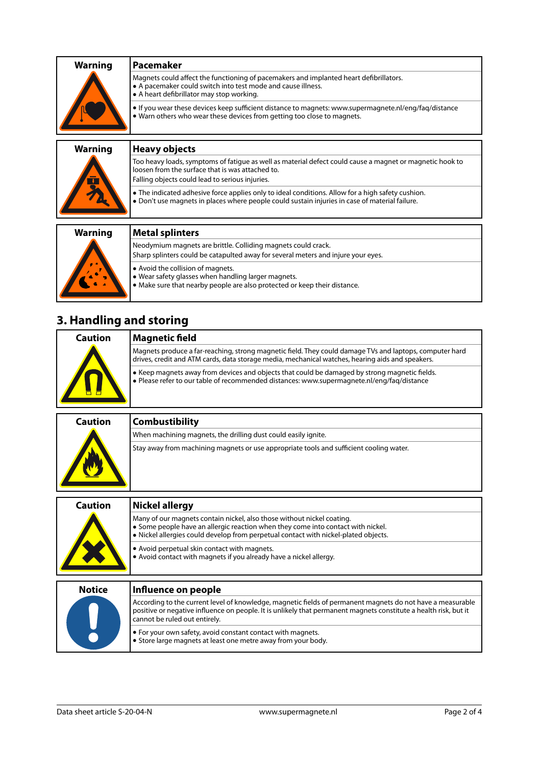| Warning | Pacemaker |
|---|---|
| | Magnets could affect the functioning of pacemakers and implanted heart defibrillators.<br>• A pacemaker could switch into test mode and cause illness.<br>• A heart defibrillator may stop working. |
| | • If you wear these devices keep sufficient distance to magnets: www.supermagnete.nl/eng/faq/distance<br>• Warn others who wear these devices from getting too close to magnets. |

| Warning | Heavy objects |
|---|---|
| | Too heavy loads, symptoms of fatigue as well as material defect could cause a magnet or magnetic hook to loosen from the surface that is was attached to.<br>Falling objects could lead to serious injuries. |
| | • The indicated adhesive force applies only to ideal conditions. Allow for a high safety cushion.<br>• Don't use magnets in places where people could sustain injuries in case of material failure. |

| Warning | Metal splinters |
|---|---|
| | Neodymium magnets are brittle. Colliding magnets could crack.<br>Sharp splinters could be catapulted away for several meters and injure your eyes. |
| | • Avoid the collision of magnets.<br>• Wear safety glasses when handling larger magnets.<br>• Make sure that nearby people are also protected or keep their distance. |

## 3. Handling and storing

| Caution | Magnetic field |
|---|---|
| | Magnets produce a far-reaching, strong magnetic field. They could damage TVs and laptops, computer hard drives, credit and ATM cards, data storage media, mechanical watches, hearing aids and speakers. |
| | • Keep magnets away from devices and objects that could be damaged by strong magnetic fields.<br>• Please refer to our table of recommended distances: www.supermagnete.nl/eng/faq/distance |

| Caution | Combustibility |
|---|---|
| | When machining magnets, the drilling dust could easily ignite. |
| | Stay away from machining magnets or use appropriate tools and sufficient cooling water. |

| Caution | Nickel allergy |
|---|---|
| | Many of our magnets contain nickel, also those without nickel coating.<br>• Some people have an allergic reaction when they come into contact with nickel.<br>• Nickel allergies could develop from perpetual contact with nickel-plated objects. |
| | • Avoid perpetual skin contact with magnets.<br>• Avoid contact with magnets if you already have a nickel allergy. |

| Notice | Influence on people |
|---|---|
| | According to the current level of knowledge, magnetic fields of permanent magnets do not have a measurable positive or negative influence on people. It is unlikely that permanent magnets constitute a health risk, but it cannot be ruled out entirely. |
| | • For your own safety, avoid constant contact with magnets.<br>• Store large magnets at least one metre away from your body. |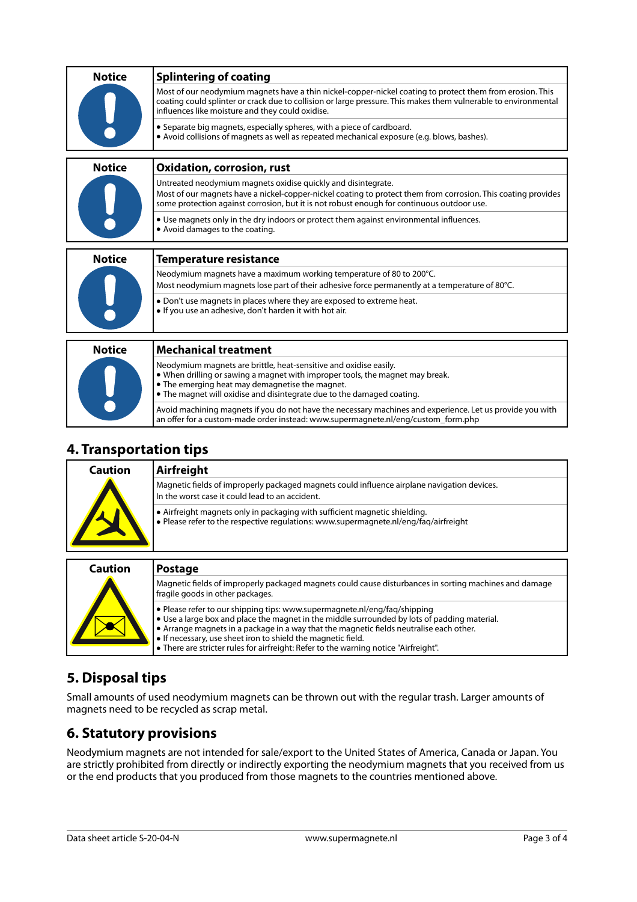| Notice | Splintering of coating |
|---|---|
| | Most of our neodymium magnets have a thin nickel-copper-nickel coating to protect them from erosion. This coating could splinter or crack due to collision or large pressure. This makes them vulnerable to environmental influences like moisture and they could oxidise. |
| | • Separate big magnets, especially spheres, with a piece of cardboard.<br>• Avoid collisions of magnets as well as repeated mechanical exposure (e.g. blows, bashes). |

| Notice | Oxidation, corrosion, rust |
|---|---|
| | Untreated neodymium magnets oxidise quickly and disintegrate.<br>Most of our magnets have a nickel-copper-nickel coating to protect them from corrosion. This coating provides some protection against corrosion, but it is not robust enough for continuous outdoor use. |
| | • Use magnets only in the dry indoors or protect them against environmental influences.<br>• Avoid damages to the coating. |

| Notice | Temperature resistance |
|---|---|
| | Neodymium magnets have a maximum working temperature of 80 to 200°C.<br>Most neodymium magnets lose part of their adhesive force permanently at a temperature of 80°C. |
| | • Don't use magnets in places where they are exposed to extreme heat.<br>• If you use an adhesive, don't harden it with hot air. |

| Notice | Mechanical treatment |
|---|---|
| | Neodymium magnets are brittle, heat-sensitive and oxidise easily.<br>• When drilling or sawing a magnet with improper tools, the magnet may break.<br>• The emerging heat may demagnetise the magnet.<br>• The magnet will oxidise and disintegrate due to the damaged coating. |
| | Avoid machining magnets if you do not have the necessary machines and experience. Let us provide you with an offer for a custom-made order instead: www.supermagnete.nl/eng/custom_form.php |

## 4. Transportation tips

| Caution | Airfreight |
|---|---|
| | Magnetic fields of improperly packaged magnets could influence airplane navigation devices.<br>In the worst case it could lead to an accident. |
| | • Airfreight magnets only in packaging with sufficient magnetic shielding.<br>• Please refer to the respective regulations: www.supermagnete.nl/eng/faq/airfreight |

| Caution | Postage |
|---|---|
| | Magnetic fields of improperly packaged magnets could cause disturbances in sorting machines and damage fragile goods in other packages. |
| | • Please refer to our shipping tips: www.supermagnete.nl/eng/faq/shipping<br>• Use a large box and place the magnet in the middle surrounded by lots of padding material.<br>• Arrange magnets in a package in a way that the magnetic fields neutralise each other.<br>• If necessary, use sheet iron to shield the magnetic field.<br>• There are stricter rules for airfreight: Refer to the warning notice "Airfreight". |

## 5. Disposal tips

Small amounts of used neodymium magnets can be thrown out with the regular trash. Larger amounts of magnets need to be recycled as scrap metal.

## 6. Statutory provisions

Neodymium magnets are not intended for sale/export to the United States of America, Canada or Japan. You are strictly prohibited from directly or indirectly exporting the neodymium magnets that you received from us or the end products that you produced from those magnets to the countries mentioned above.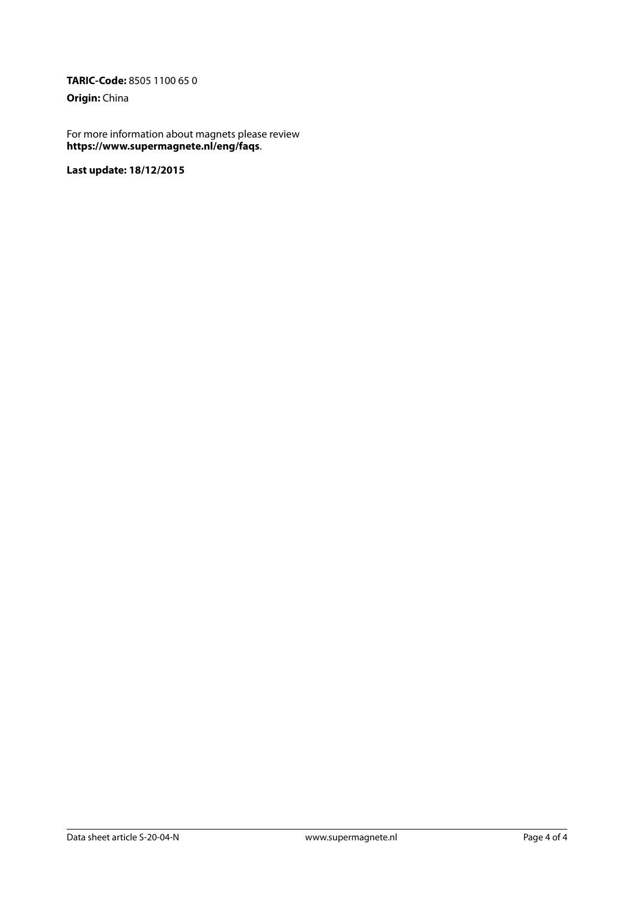**TARIC-Code:** 8505 1100 65 0

**Origin:** China

For more information about magnets please review
**https://www.supermagnete.nl/eng/faqs**.

**Last update: 18/12/2015**